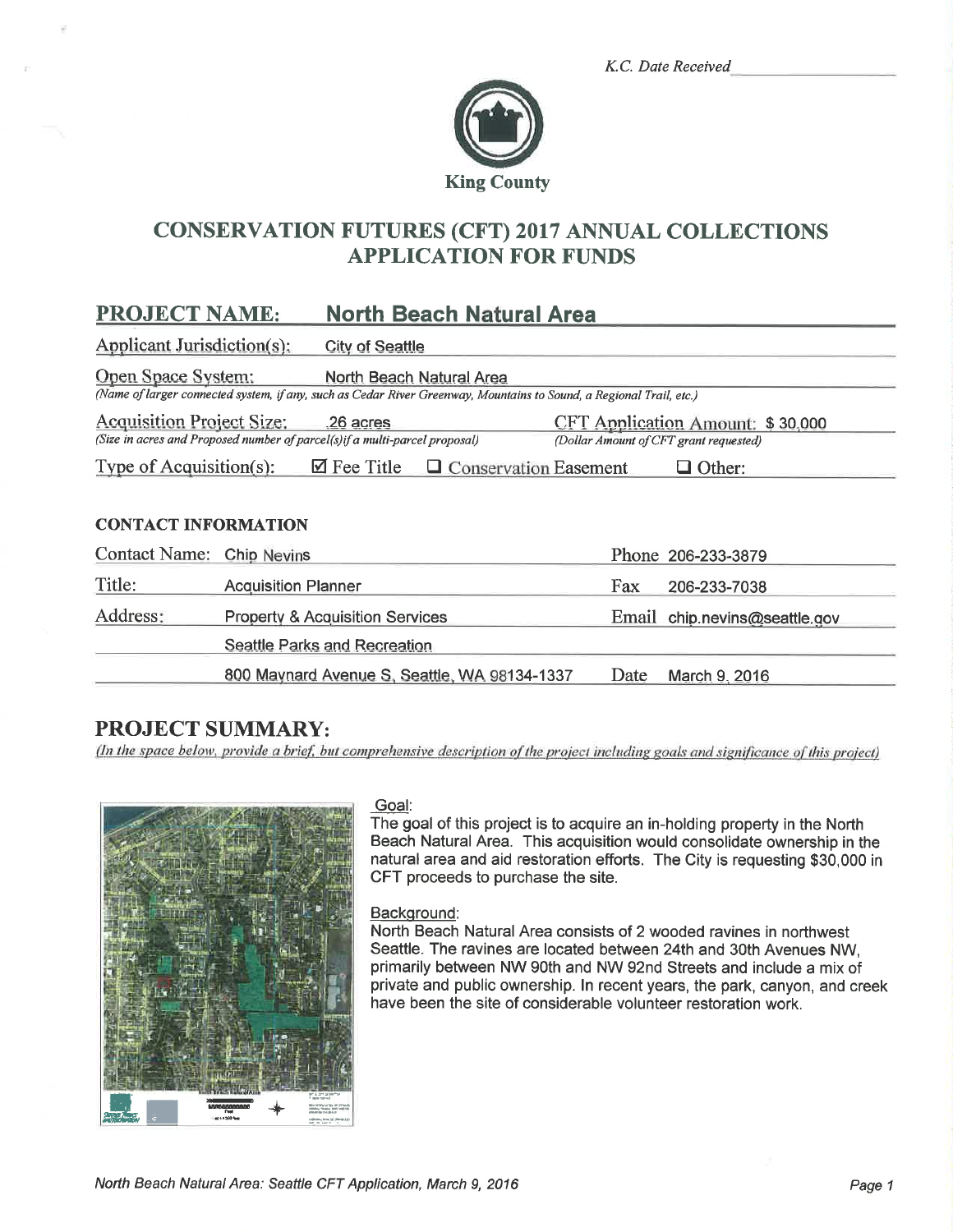K.C. Date Received ____________

King County

# CONSERVATION FUTURES (CFT) 2017 ANNUAL COLLECTIONS APPLICATION FOR FUNDS

## PROJECT NAME: North Beach Natural Area

**Applicant Jurisdiction(s):** City of Seattle

**Open Space System:** North Beach Natural Area
*(Name of larger connected system, if any, such as Cedar River Greenway, Mountains to Sound, a Regional Trail, etc.)*

**Acquisition Project Size:** .26 acres
*(Size in acres and Proposed number of parcel(s) if a multi-parcel proposal)*

**CFT Application Amount:** $ 30,000
*(Dollar Amount of CFT grant requested)*

**Type of Acquisition(s):** ☑ Fee Title ☐ Conservation Easement ☐ Other:

### CONTACT INFORMATION

| | | | |
|---|---|---|---|
| Contact Name: | Chip Nevins | Phone | 206-233-3879 |
| Title: | Acquisition Planner | Fax | 206-233-7038 |
| Address: | Property & Acquisition Services | Email | chip.nevins@seattle.gov |
| | Seattle Parks and Recreation | | |
| | 800 Maynard Avenue S, Seattle, WA 98134-1337 | Date | March 9, 2016 |

## PROJECT SUMMARY:

*(In the space below, provide a brief, but comprehensive description of the project including goals and significance of this project)*

Goal:
The goal of this project is to acquire an in-holding property in the North Beach Natural Area. This acquisition would consolidate ownership in the natural area and aid restoration efforts. The City is requesting $30,000 in CFT proceeds to purchase the site.

Background:
North Beach Natural Area consists of 2 wooded ravines in northwest Seattle. The ravines are located between 24th and 30th Avenues NW, primarily between NW 90th and NW 92nd Streets and include a mix of private and public ownership. In recent years, the park, canyon, and creek have been the site of considerable volunteer restoration work.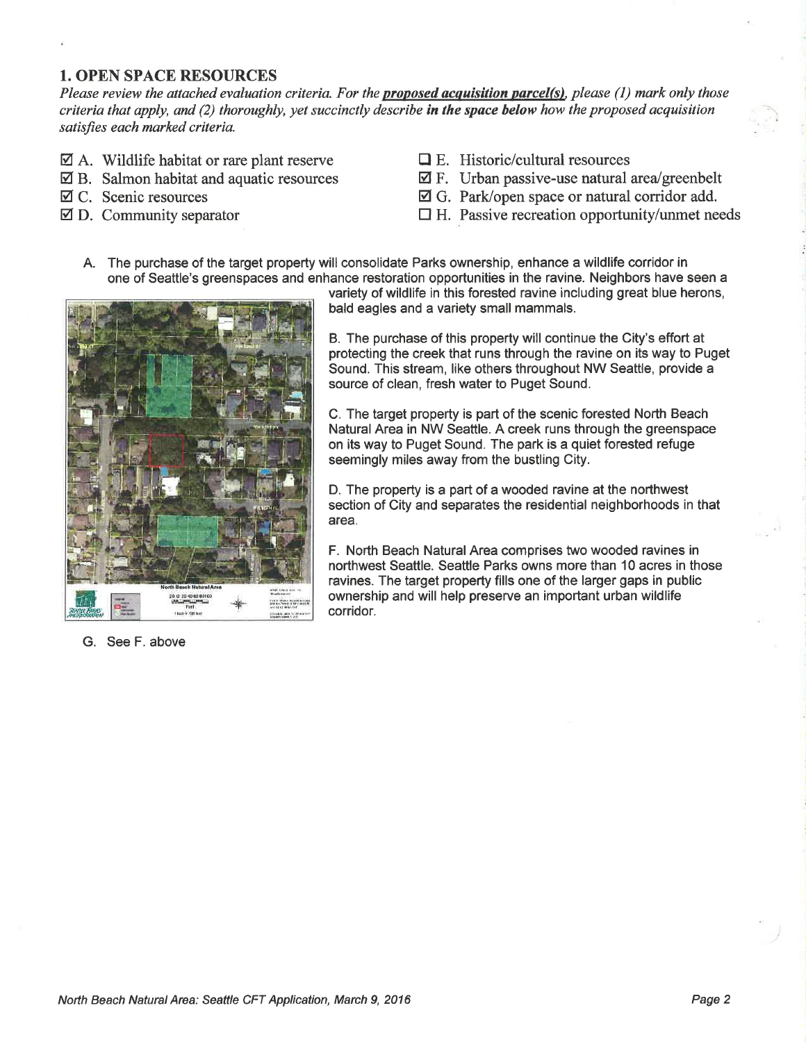## 1. OPEN SPACE RESOURCES

*Please review the attached evaluation criteria. For the* ***proposed acquisition parcel(s)****, please (1) mark only those criteria that apply, and (2) thoroughly, yet succinctly describe* ***in the space below*** *how the proposed acquisition satisfies each marked criteria.*

- ☑ A. Wildlife habitat or rare plant reserve
- ☑ B. Salmon habitat and aquatic resources
- ☑ C. Scenic resources
- ☑ D. Community separator
- ☐ E. Historic/cultural resources
- ☑ F. Urban passive-use natural area/greenbelt
- ☑ G. Park/open space or natural corridor add.
- ☐ H. Passive recreation opportunity/unmet needs

A. The purchase of the target property will consolidate Parks ownership, enhance a wildlife corridor in one of Seattle's greenspaces and enhance restoration opportunities in the ravine. Neighbors have seen a variety of wildlife in this forested ravine including great blue herons, bald eagles and a variety small mammals.

B. The purchase of this property will continue the City's effort at protecting the creek that runs through the ravine on its way to Puget Sound. This stream, like others throughout NW Seattle, provide a source of clean, fresh water to Puget Sound.

C. The target property is part of the scenic forested North Beach Natural Area in NW Seattle. A creek runs through the greenspace on its way to Puget Sound. The park is a quiet forested refuge seemingly miles away from the bustling City.

D. The property is a part of a wooded ravine at the northwest section of City and separates the residential neighborhoods in that area.

F. North Beach Natural Area comprises two wooded ravines in northwest Seattle. Seattle Parks owns more than 10 acres in those ravines. The target property fills one of the larger gaps in public ownership and will help preserve an important urban wildlife corridor.

G. See F. above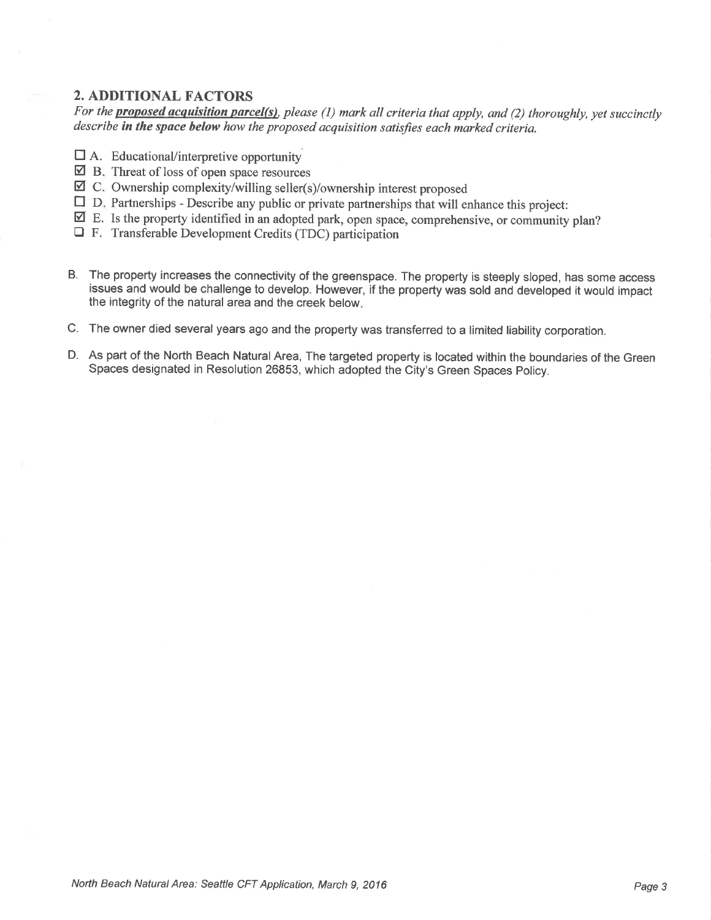## 2. ADDITIONAL FACTORS

*For the **proposed acquisition parcel(s)**, please (1) mark all criteria that apply, and (2) thoroughly, yet succinctly describe **in the space below** how the proposed acquisition satisfies each marked criteria.*

- ☐ A. Educational/interpretive opportunity
- ☑ B. Threat of loss of open space resources
- ☑ C. Ownership complexity/willing seller(s)/ownership interest proposed
- ☐ D. Partnerships - Describe any public or private partnerships that will enhance this project:
- ☑ E. Is the property identified in an adopted park, open space, comprehensive, or community plan?
- ☐ F. Transferable Development Credits (TDC) participation

B. The property increases the connectivity of the greenspace. The property is steeply sloped, has some access issues and would be challenge to develop. However, if the property was sold and developed it would impact the integrity of the natural area and the creek below.

C. The owner died several years ago and the property was transferred to a limited liability corporation.

D. As part of the North Beach Natural Area, The targeted property is located within the boundaries of the Green Spaces designated in Resolution 26853, which adopted the City's Green Spaces Policy.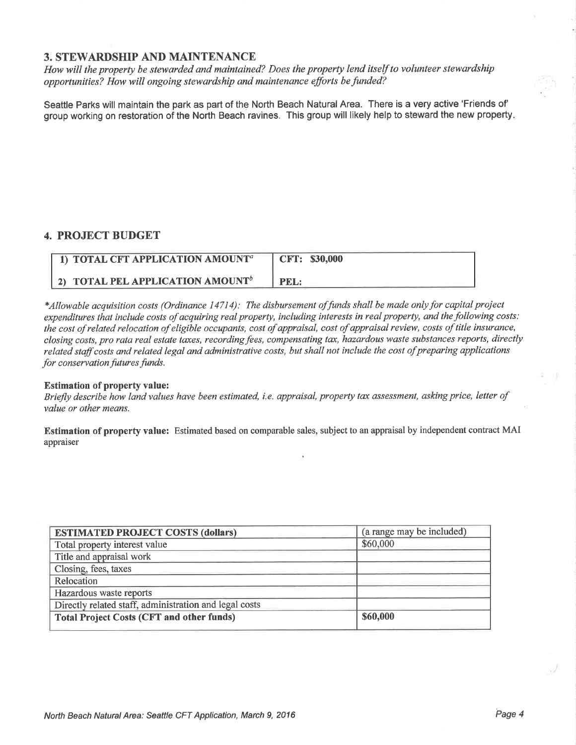## 3. STEWARDSHIP AND MAINTENANCE

*How will the property be stewarded and maintained? Does the property lend itself to volunteer stewardship opportunities? How will ongoing stewardship and maintenance efforts be funded?*

Seattle Parks will maintain the park as part of the North Beach Natural Area. There is a very active 'Friends of' group working on restoration of the North Beach ravines. This group will likely help to steward the new property.

## 4. PROJECT BUDGET

| 1) TOTAL CFT APPLICATION AMOUNT[a] | CFT: $30,000 |
|---|---|
| 2) TOTAL PEL APPLICATION AMOUNT[b] | PEL: |

*\*Allowable acquisition costs (Ordinance 14714): The disbursement of funds shall be made only for capital project expenditures that include costs of acquiring real property, including interests in real property, and the following costs: the cost of related relocation of eligible occupants, cost of appraisal, cost of appraisal review, costs of title insurance, closing costs, pro rata real estate taxes, recording fees, compensating tax, hazardous waste substances reports, directly related staff costs and related legal and administrative costs, but shall not include the cost of preparing applications for conservation futures funds.*

**Estimation of property value:**
*Briefly describe how land values have been estimated, i.e. appraisal, property tax assessment, asking price, letter of value or other means.*

**Estimation of property value:** Estimated based on comparable sales, subject to an appraisal by independent contract MAI appraiser

| ESTIMATED PROJECT COSTS (dollars) | (a range may be included) |
|---|---|
| Total property interest value | $60,000 |
| Title and appraisal work | |
| Closing, fees, taxes | |
| Relocation | |
| Hazardous waste reports | |
| Directly related staff, administration and legal costs | |
| **Total Project Costs (CFT and other funds)** | **$60,000** |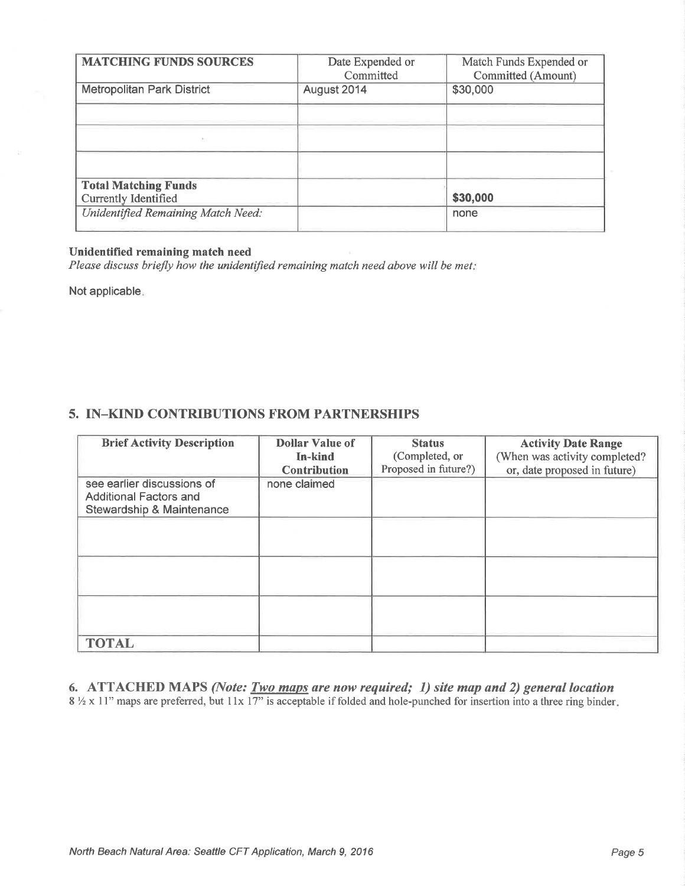| MATCHING FUNDS SOURCES | Date Expended or Committed | Match Funds Expended or Committed (Amount) |
|---|---|---|
| Metropolitan Park District | August 2014 | $30,000 |
| | | |
| | | |
| | | |
| **Total Matching Funds** Currently Identified | | **$30,000** |
| *Unidentified Remaining Match Need:* | | none |

**Unidentified remaining match need**

*Please discuss briefly how the unidentified remaining match need above will be met:*

Not applicable.

## 5. IN–KIND CONTRIBUTIONS FROM PARTNERSHIPS

| Brief Activity Description | Dollar Value of In-kind Contribution | Status (Completed, or Proposed in future?) | Activity Date Range (When was activity completed? or, date proposed in future) |
|---|---|---|---|
| see earlier discussions of Additional Factors and Stewardship & Maintenance | none claimed | | |
| | | | |
| | | | |
| | | | |
| **TOTAL** | | | |

## 6. ATTACHED MAPS *(Note: __Two maps__ are now required; 1) site map and 2) general location*

8 ½ x 11" maps are preferred, but 11x 17" is acceptable if folded and hole-punched for insertion into a three ring binder.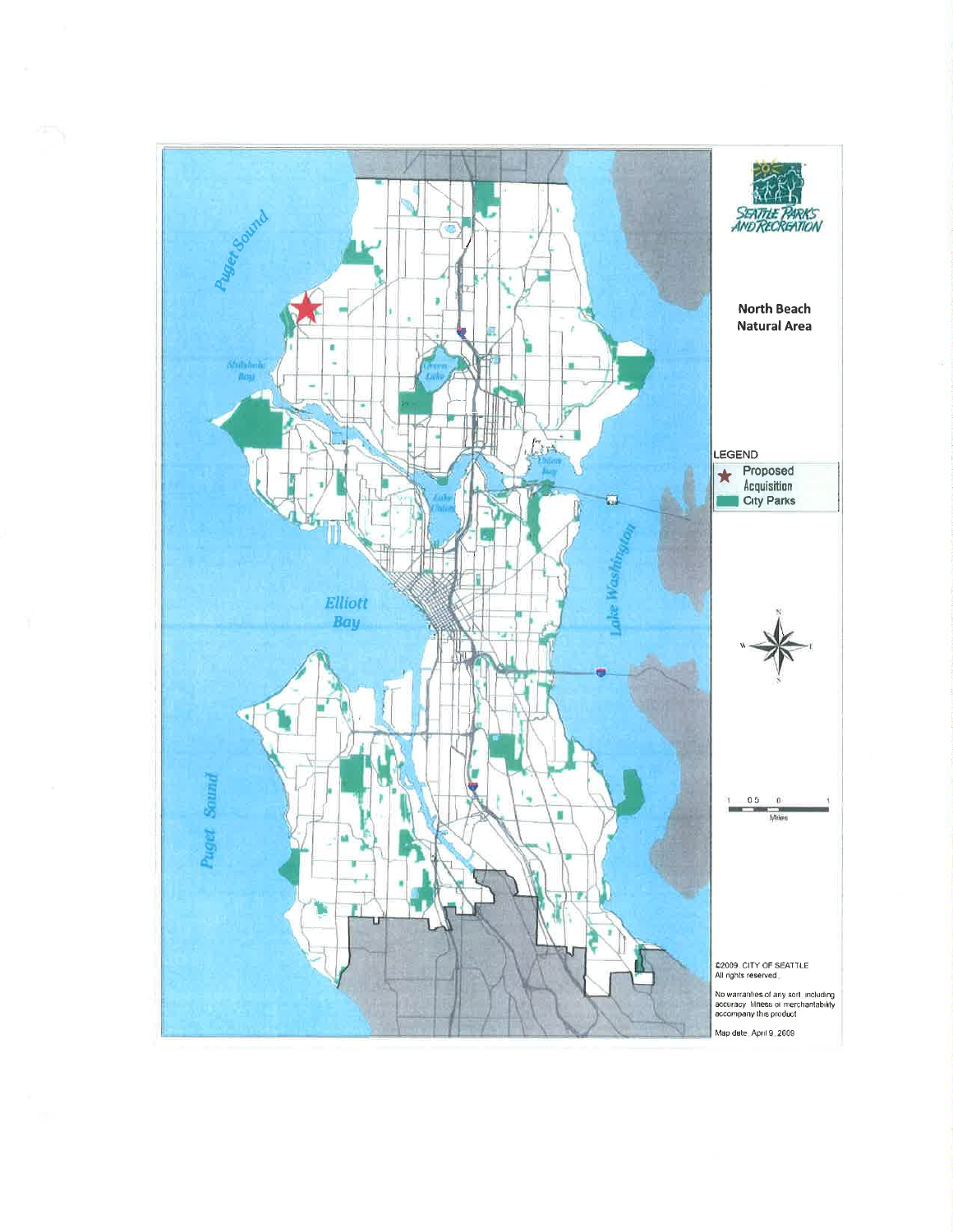**North Beach Natural Area**

LEGEND

- ★ Proposed Acquisition
- City Parks

©2009, CITY OF SEATTLE
All rights reserved.

No warranties of any sort, including accuracy, fitness or merchantability accompany this product.

Map date: April 9, 2009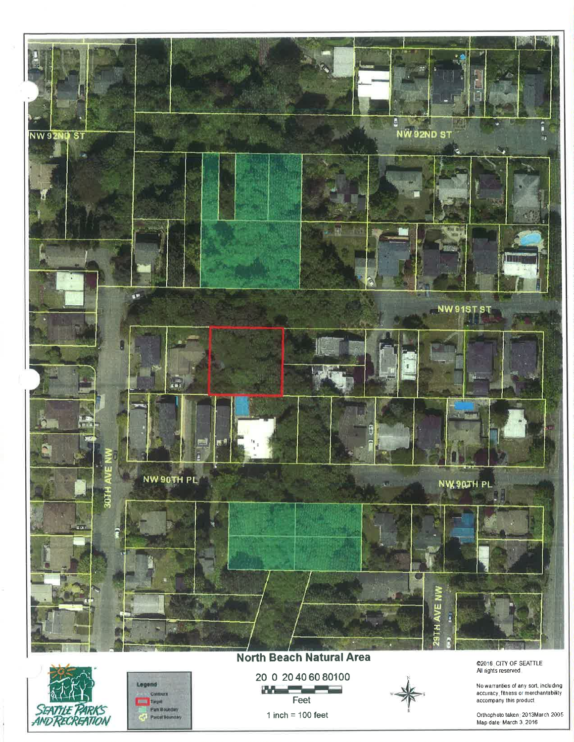NW 92ND ST

NW 92ND ST

NW 91ST ST

30TH AVE NW

NW 90TH PL

NW 90TH PL

29TH AVE NW

# North Beach Natural Area

20 0 20 40 60 80 100

Feet

1 inch = 100 feet

SEATTLE PARKS AND RECREATION

Legend
- Contours
- Target
- Park Boundary
- Parcel Boundary

©2016, CITY OF SEATTLE
All rights reserved

No warranties of any sort, including accuracy, fitness or merchantability accompany this product

Orthophoto taken: 2013March 2005
Map date: March 3, 2016